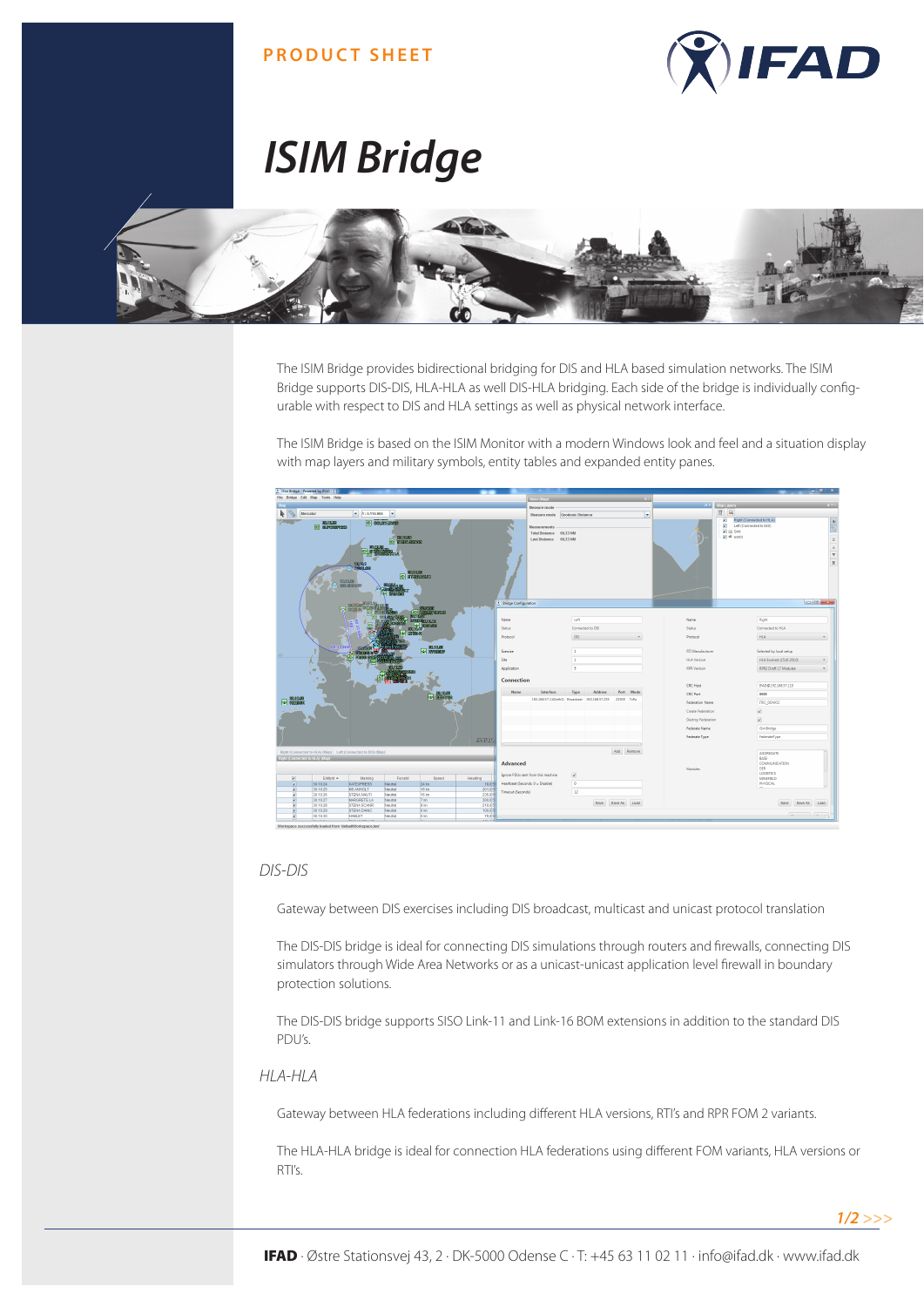PRODUCT SHEET

# ISIM Bridge

The ISIM Bridge provides bidirectional bridging for DIS and HLA based simulation networks. The ISIM Bridge supports DIS-DIS, HLA-HLA as well DIS-HLA bridging. Each side of the bridge is individually configurable with respect to DIS and HLA settings as well as physical network interface.

The ISIM Bridge is based on the ISIM Monitor with a modern Windows look and feel and a situation display with map layers and military symbols, entity tables and expanded entity panes.

## *DIS-DIS*

Gateway between DIS exercises including DIS broadcast, multicast and unicast protocol translation

The DIS-DIS bridge is ideal for connecting DIS simulations through routers and firewalls, connecting DIS simulators through Wide Area Networks or as a unicast-unicast application level firewall in boundary protection solutions.

The DIS-DIS bridge supports SISO Link-11 and Link-16 BOM extensions in addition to the standard DIS PDU's.

## *HLA-HLA*

Gateway between HLA federations including different HLA versions, RTI's and RPR FOM 2 variants.

The HLA-HLA bridge is ideal for connection HLA federations using different FOM variants, HLA versions or RTI's.

**IFAD** · Østre Stationsvej 43, 2 · DK-5000 Odense C · T: +45 63 11 02 11 · info@ifad.dk · www.ifad.dk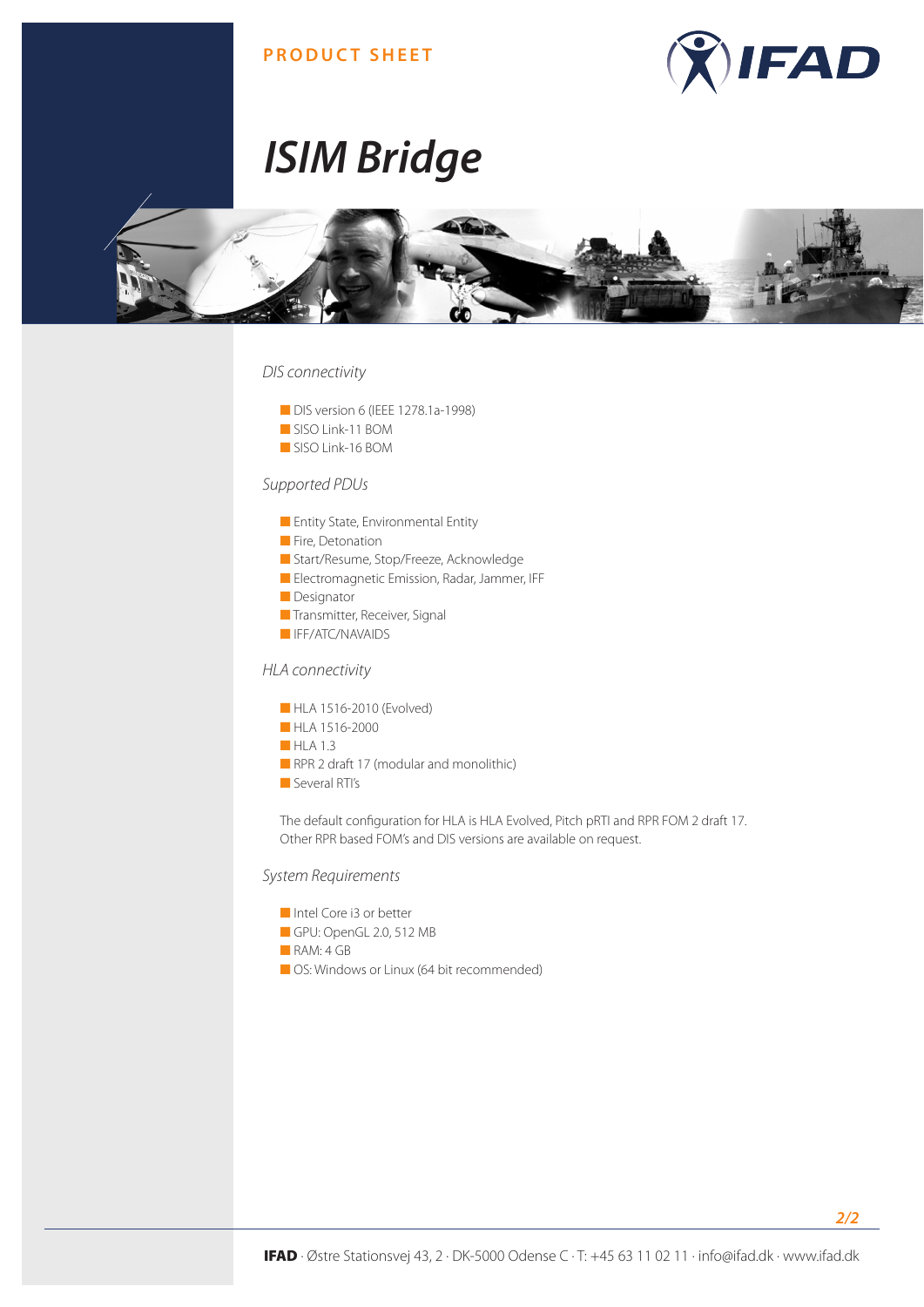PRODUCT SHEET

# ISIM Bridge

### *DIS connectivity*

- DIS version 6 (IEEE 1278.1a-1998)
- SISO Link-11 BOM
- SISO Link-16 BOM

### *Supported PDUs*

- Entity State, Environmental Entity
- Fire, Detonation
- Start/Resume, Stop/Freeze, Acknowledge
- Electromagnetic Emission, Radar, Jammer, IFF
- Designator
- Transmitter, Receiver, Signal
- IFF/ATC/NAVAIDS

### *HLA connectivity*

- HLA 1516-2010 (Evolved)
- HLA 1516-2000
- HLA 1.3
- RPR 2 draft 17 (modular and monolithic)
- Several RTI's

The default configuration for HLA is HLA Evolved, Pitch pRTI and RPR FOM 2 draft 17.
Other RPR based FOM's and DIS versions are available on request.

### *System Requirements*

- Intel Core i3 or better
- GPU: OpenGL 2.0, 512 MB
- RAM: 4 GB
- OS: Windows or Linux (64 bit recommended)

**IFAD** · Østre Stationsvej 43, 2 · DK-5000 Odense C · T: +45 63 11 02 11 · info@ifad.dk · www.ifad.dk